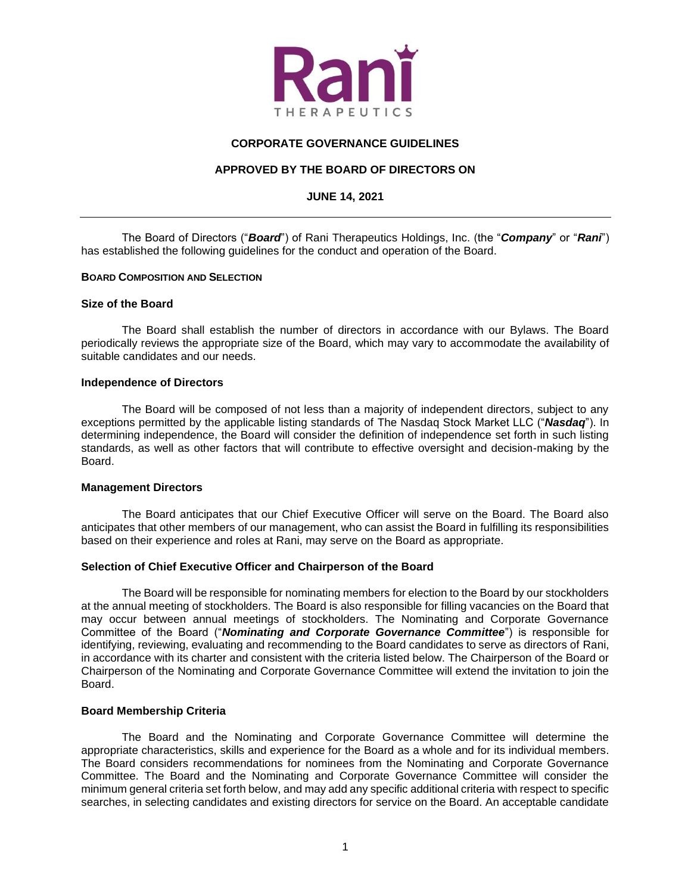# CORPORATE GOVERNANCE GUIDELINES

## APPROVED BY THE BOARD OF DIRECTORS ON

## JUNE 14, 2021

---

The Board of Directors ("***Board***") of Rani Therapeutics Holdings, Inc. (the "***Company***" or "***Rani***") has established the following guidelines for the conduct and operation of the Board.

### BOARD COMPOSITION AND SELECTION

#### Size of the Board

The Board shall establish the number of directors in accordance with our Bylaws. The Board periodically reviews the appropriate size of the Board, which may vary to accommodate the availability of suitable candidates and our needs.

#### Independence of Directors

The Board will be composed of not less than a majority of independent directors, subject to any exceptions permitted by the applicable listing standards of The Nasdaq Stock Market LLC ("***Nasdaq***"). In determining independence, the Board will consider the definition of independence set forth in such listing standards, as well as other factors that will contribute to effective oversight and decision-making by the Board.

#### Management Directors

The Board anticipates that our Chief Executive Officer will serve on the Board. The Board also anticipates that other members of our management, who can assist the Board in fulfilling its responsibilities based on their experience and roles at Rani, may serve on the Board as appropriate.

#### Selection of Chief Executive Officer and Chairperson of the Board

The Board will be responsible for nominating members for election to the Board by our stockholders at the annual meeting of stockholders. The Board is also responsible for filling vacancies on the Board that may occur between annual meetings of stockholders. The Nominating and Corporate Governance Committee of the Board ("***Nominating and Corporate Governance Committee***") is responsible for identifying, reviewing, evaluating and recommending to the Board candidates to serve as directors of Rani, in accordance with its charter and consistent with the criteria listed below. The Chairperson of the Board or Chairperson of the Nominating and Corporate Governance Committee will extend the invitation to join the Board.

#### Board Membership Criteria

The Board and the Nominating and Corporate Governance Committee will determine the appropriate characteristics, skills and experience for the Board as a whole and for its individual members. The Board considers recommendations for nominees from the Nominating and Corporate Governance Committee. The Board and the Nominating and Corporate Governance Committee will consider the minimum general criteria set forth below, and may add any specific additional criteria with respect to specific searches, in selecting candidates and existing directors for service on the Board. An acceptable candidate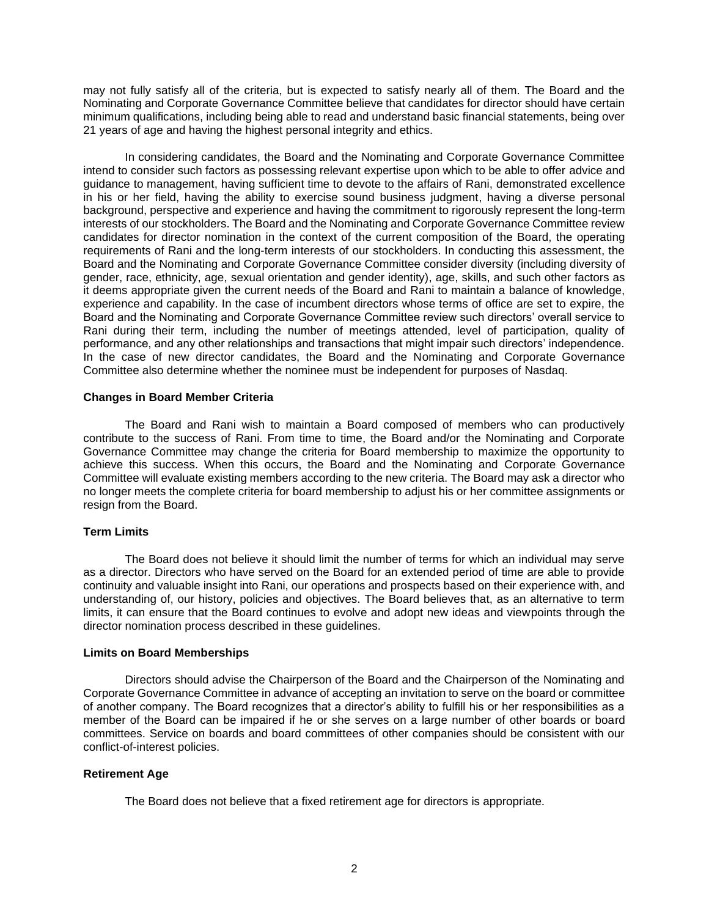may not fully satisfy all of the criteria, but is expected to satisfy nearly all of them. The Board and the Nominating and Corporate Governance Committee believe that candidates for director should have certain minimum qualifications, including being able to read and understand basic financial statements, being over 21 years of age and having the highest personal integrity and ethics.

In considering candidates, the Board and the Nominating and Corporate Governance Committee intend to consider such factors as possessing relevant expertise upon which to be able to offer advice and guidance to management, having sufficient time to devote to the affairs of Rani, demonstrated excellence in his or her field, having the ability to exercise sound business judgment, having a diverse personal background, perspective and experience and having the commitment to rigorously represent the long-term interests of our stockholders. The Board and the Nominating and Corporate Governance Committee review candidates for director nomination in the context of the current composition of the Board, the operating requirements of Rani and the long-term interests of our stockholders. In conducting this assessment, the Board and the Nominating and Corporate Governance Committee consider diversity (including diversity of gender, race, ethnicity, age, sexual orientation and gender identity), age, skills, and such other factors as it deems appropriate given the current needs of the Board and Rani to maintain a balance of knowledge, experience and capability. In the case of incumbent directors whose terms of office are set to expire, the Board and the Nominating and Corporate Governance Committee review such directors' overall service to Rani during their term, including the number of meetings attended, level of participation, quality of performance, and any other relationships and transactions that might impair such directors' independence. In the case of new director candidates, the Board and the Nominating and Corporate Governance Committee also determine whether the nominee must be independent for purposes of Nasdaq.

### Changes in Board Member Criteria

The Board and Rani wish to maintain a Board composed of members who can productively contribute to the success of Rani. From time to time, the Board and/or the Nominating and Corporate Governance Committee may change the criteria for Board membership to maximize the opportunity to achieve this success. When this occurs, the Board and the Nominating and Corporate Governance Committee will evaluate existing members according to the new criteria. The Board may ask a director who no longer meets the complete criteria for board membership to adjust his or her committee assignments or resign from the Board.

### Term Limits

The Board does not believe it should limit the number of terms for which an individual may serve as a director. Directors who have served on the Board for an extended period of time are able to provide continuity and valuable insight into Rani, our operations and prospects based on their experience with, and understanding of, our history, policies and objectives. The Board believes that, as an alternative to term limits, it can ensure that the Board continues to evolve and adopt new ideas and viewpoints through the director nomination process described in these guidelines.

### Limits on Board Memberships

Directors should advise the Chairperson of the Board and the Chairperson of the Nominating and Corporate Governance Committee in advance of accepting an invitation to serve on the board or committee of another company. The Board recognizes that a director's ability to fulfill his or her responsibilities as a member of the Board can be impaired if he or she serves on a large number of other boards or board committees. Service on boards and board committees of other companies should be consistent with our conflict-of-interest policies.

### Retirement Age

The Board does not believe that a fixed retirement age for directors is appropriate.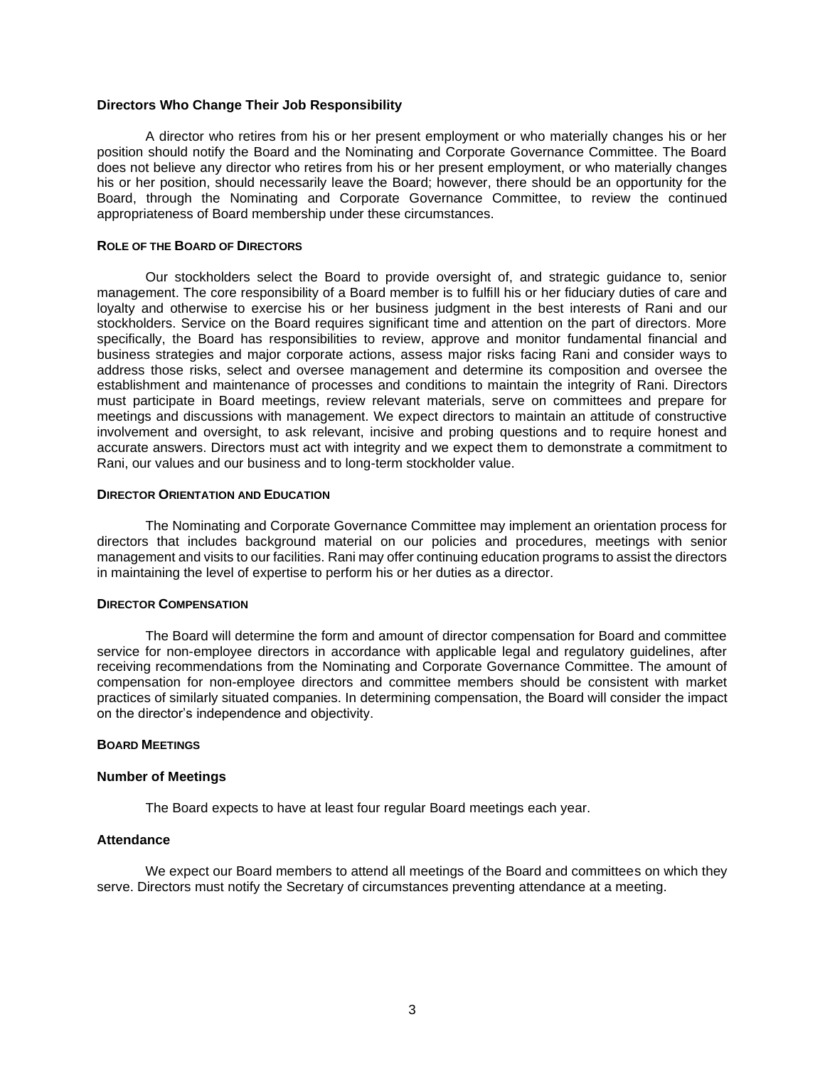### Directors Who Change Their Job Responsibility

A director who retires from his or her present employment or who materially changes his or her position should notify the Board and the Nominating and Corporate Governance Committee. The Board does not believe any director who retires from his or her present employment, or who materially changes his or her position, should necessarily leave the Board; however, there should be an opportunity for the Board, through the Nominating and Corporate Governance Committee, to review the continued appropriateness of Board membership under these circumstances.

## ROLE OF THE BOARD OF DIRECTORS

Our stockholders select the Board to provide oversight of, and strategic guidance to, senior management. The core responsibility of a Board member is to fulfill his or her fiduciary duties of care and loyalty and otherwise to exercise his or her business judgment in the best interests of Rani and our stockholders. Service on the Board requires significant time and attention on the part of directors. More specifically, the Board has responsibilities to review, approve and monitor fundamental financial and business strategies and major corporate actions, assess major risks facing Rani and consider ways to address those risks, select and oversee management and determine its composition and oversee the establishment and maintenance of processes and conditions to maintain the integrity of Rani. Directors must participate in Board meetings, review relevant materials, serve on committees and prepare for meetings and discussions with management. We expect directors to maintain an attitude of constructive involvement and oversight, to ask relevant, incisive and probing questions and to require honest and accurate answers. Directors must act with integrity and we expect them to demonstrate a commitment to Rani, our values and our business and to long-term stockholder value.

## DIRECTOR ORIENTATION AND EDUCATION

The Nominating and Corporate Governance Committee may implement an orientation process for directors that includes background material on our policies and procedures, meetings with senior management and visits to our facilities. Rani may offer continuing education programs to assist the directors in maintaining the level of expertise to perform his or her duties as a director.

## DIRECTOR COMPENSATION

The Board will determine the form and amount of director compensation for Board and committee service for non-employee directors in accordance with applicable legal and regulatory guidelines, after receiving recommendations from the Nominating and Corporate Governance Committee. The amount of compensation for non-employee directors and committee members should be consistent with market practices of similarly situated companies. In determining compensation, the Board will consider the impact on the director's independence and objectivity.

## BOARD MEETINGS

### Number of Meetings

The Board expects to have at least four regular Board meetings each year.

### Attendance

We expect our Board members to attend all meetings of the Board and committees on which they serve. Directors must notify the Secretary of circumstances preventing attendance at a meeting.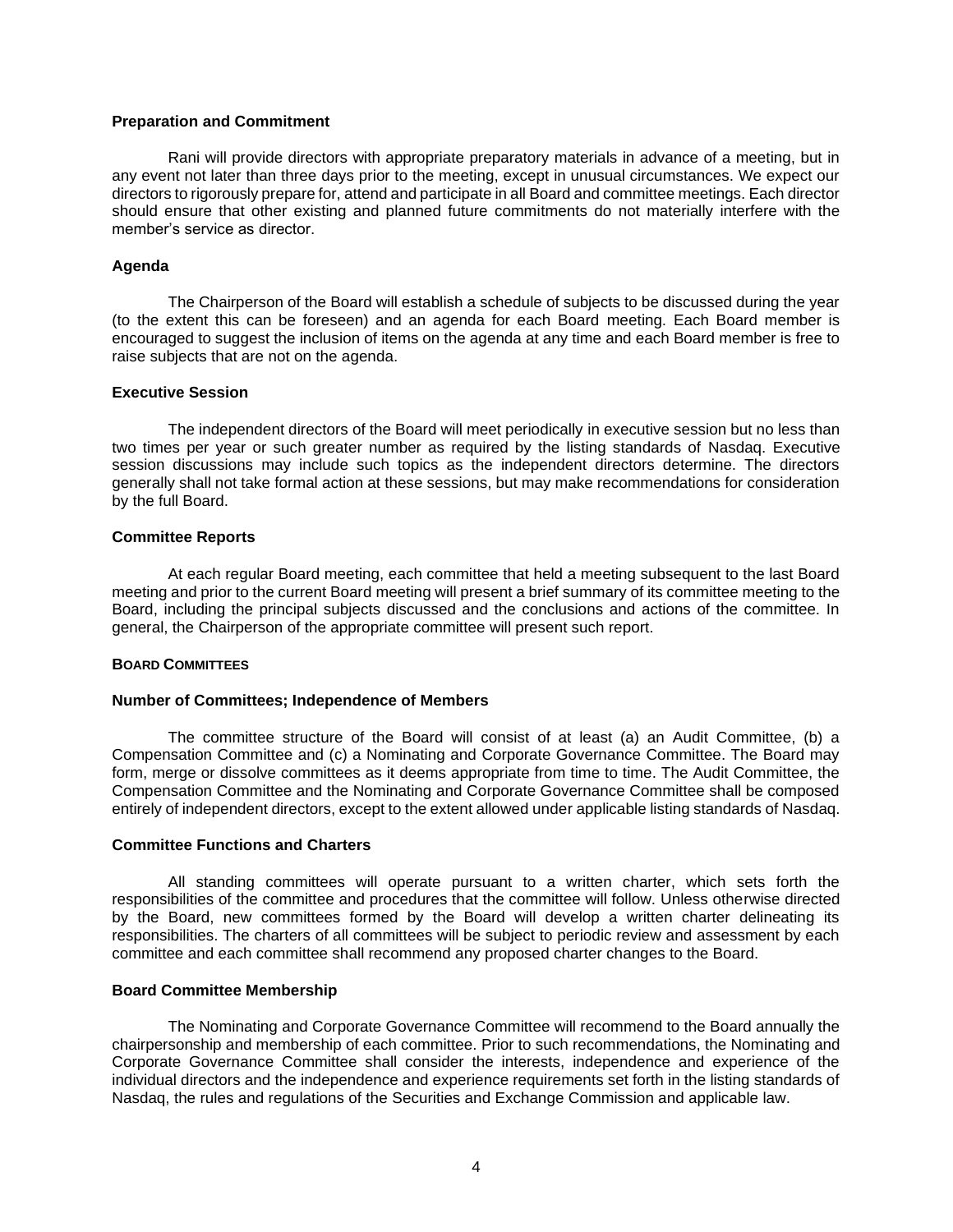### Preparation and Commitment

Rani will provide directors with appropriate preparatory materials in advance of a meeting, but in any event not later than three days prior to the meeting, except in unusual circumstances. We expect our directors to rigorously prepare for, attend and participate in all Board and committee meetings. Each director should ensure that other existing and planned future commitments do not materially interfere with the member's service as director.

### Agenda

The Chairperson of the Board will establish a schedule of subjects to be discussed during the year (to the extent this can be foreseen) and an agenda for each Board meeting. Each Board member is encouraged to suggest the inclusion of items on the agenda at any time and each Board member is free to raise subjects that are not on the agenda.

### Executive Session

The independent directors of the Board will meet periodically in executive session but no less than two times per year or such greater number as required by the listing standards of Nasdaq. Executive session discussions may include such topics as the independent directors determine. The directors generally shall not take formal action at these sessions, but may make recommendations for consideration by the full Board.

### Committee Reports

At each regular Board meeting, each committee that held a meeting subsequent to the last Board meeting and prior to the current Board meeting will present a brief summary of its committee meeting to the Board, including the principal subjects discussed and the conclusions and actions of the committee. In general, the Chairperson of the appropriate committee will present such report.

## BOARD COMMITTEES

### Number of Committees; Independence of Members

The committee structure of the Board will consist of at least (a) an Audit Committee, (b) a Compensation Committee and (c) a Nominating and Corporate Governance Committee. The Board may form, merge or dissolve committees as it deems appropriate from time to time. The Audit Committee, the Compensation Committee and the Nominating and Corporate Governance Committee shall be composed entirely of independent directors, except to the extent allowed under applicable listing standards of Nasdaq.

### Committee Functions and Charters

All standing committees will operate pursuant to a written charter, which sets forth the responsibilities of the committee and procedures that the committee will follow. Unless otherwise directed by the Board, new committees formed by the Board will develop a written charter delineating its responsibilities. The charters of all committees will be subject to periodic review and assessment by each committee and each committee shall recommend any proposed charter changes to the Board.

### Board Committee Membership

The Nominating and Corporate Governance Committee will recommend to the Board annually the chairpersonship and membership of each committee. Prior to such recommendations, the Nominating and Corporate Governance Committee shall consider the interests, independence and experience of the individual directors and the independence and experience requirements set forth in the listing standards of Nasdaq, the rules and regulations of the Securities and Exchange Commission and applicable law.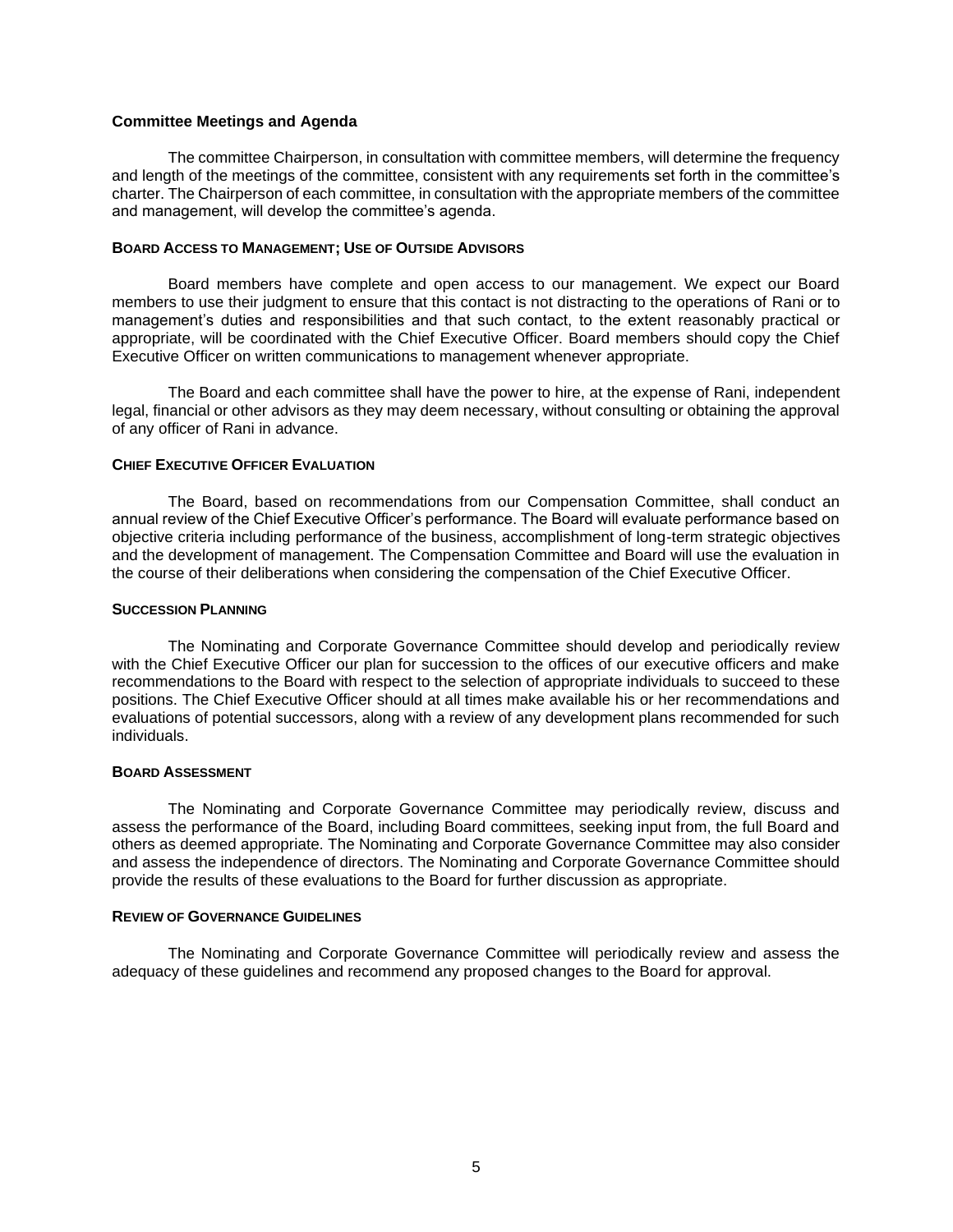**Committee Meetings and Agenda**

The committee Chairperson, in consultation with committee members, will determine the frequency and length of the meetings of the committee, consistent with any requirements set forth in the committee's charter. The Chairperson of each committee, in consultation with the appropriate members of the committee and management, will develop the committee's agenda.

**BOARD ACCESS TO MANAGEMENT; USE OF OUTSIDE ADVISORS**

Board members have complete and open access to our management. We expect our Board members to use their judgment to ensure that this contact is not distracting to the operations of Rani or to management's duties and responsibilities and that such contact, to the extent reasonably practical or appropriate, will be coordinated with the Chief Executive Officer. Board members should copy the Chief Executive Officer on written communications to management whenever appropriate.

The Board and each committee shall have the power to hire, at the expense of Rani, independent legal, financial or other advisors as they may deem necessary, without consulting or obtaining the approval of any officer of Rani in advance.

**CHIEF EXECUTIVE OFFICER EVALUATION**

The Board, based on recommendations from our Compensation Committee, shall conduct an annual review of the Chief Executive Officer's performance. The Board will evaluate performance based on objective criteria including performance of the business, accomplishment of long-term strategic objectives and the development of management. The Compensation Committee and Board will use the evaluation in the course of their deliberations when considering the compensation of the Chief Executive Officer.

**SUCCESSION PLANNING**

The Nominating and Corporate Governance Committee should develop and periodically review with the Chief Executive Officer our plan for succession to the offices of our executive officers and make recommendations to the Board with respect to the selection of appropriate individuals to succeed to these positions. The Chief Executive Officer should at all times make available his or her recommendations and evaluations of potential successors, along with a review of any development plans recommended for such individuals.

**BOARD ASSESSMENT**

The Nominating and Corporate Governance Committee may periodically review, discuss and assess the performance of the Board, including Board committees, seeking input from, the full Board and others as deemed appropriate. The Nominating and Corporate Governance Committee may also consider and assess the independence of directors. The Nominating and Corporate Governance Committee should provide the results of these evaluations to the Board for further discussion as appropriate.

**REVIEW OF GOVERNANCE GUIDELINES**

The Nominating and Corporate Governance Committee will periodically review and assess the adequacy of these guidelines and recommend any proposed changes to the Board for approval.